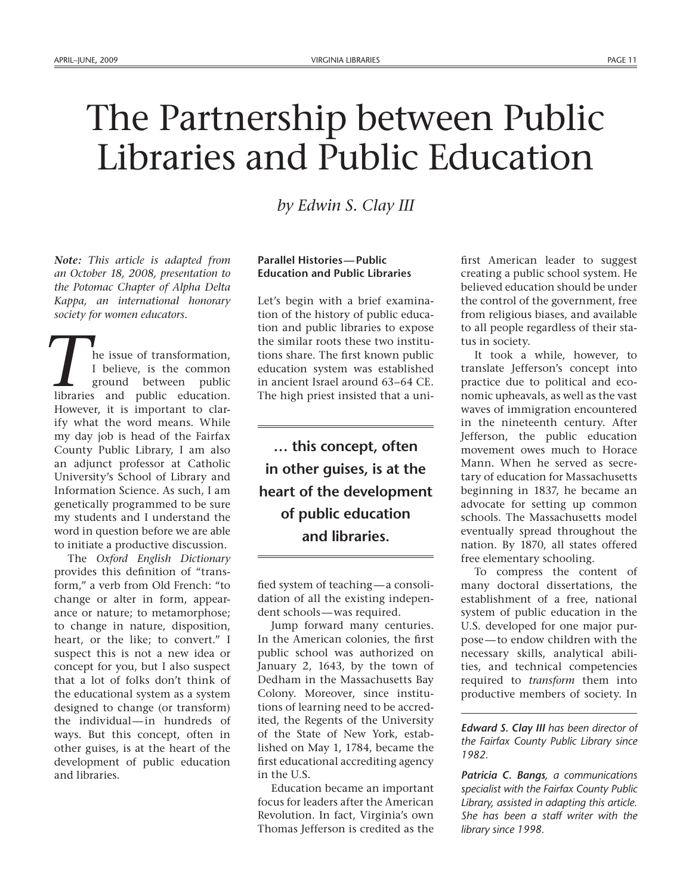# The Partnership between Public Libraries and Public Education

*by Edwin S. Clay III*

***Note:** This article is adapted from an October 18, 2008, presentation to the Potomac Chapter of Alpha Delta Kappa, an international honorary society for women educators.*

The issue of transformation, I believe, is the common ground between public libraries and public education. However, it is important to clarify what the word means. While my day job is head of the Fairfax County Public Library, I am also an adjunct professor at Catholic University's School of Library and Information Science. As such, I am genetically programmed to be sure my students and I understand the word in question before we are able to initiate a productive discussion.

The *Oxford English Dictionary* provides this definition of "transform," a verb from Old French: "to change or alter in form, appearance or nature; to metamorphose; to change in nature, disposition, heart, or the like; to convert." I suspect this is not a new idea or concept for you, but I also suspect that a lot of folks don't think of the educational system as a system designed to change (or transform) the individual—in hundreds of ways. But this concept, often in other guises, is at the heart of the development of public education and libraries.

### Parallel Histories—Public Education and Public Libraries

Let's begin with a brief examination of the history of public education and public libraries to expose the similar roots these two institutions share. The first known public education system was established in ancient Israel around 63–64 CE. The high priest insisted that a unified system of teaching—a consolidation of all the existing independent schools—was required.

> **… this concept, often in other guises, is at the heart of the development of public education and libraries.**

Jump forward many centuries. In the American colonies, the first public school was authorized on January 2, 1643, by the town of Dedham in the Massachusetts Bay Colony. Moreover, since institutions of learning need to be accredited, the Regents of the University of the State of New York, established on May 1, 1784, became the first educational accrediting agency in the U.S.

Education became an important focus for leaders after the American Revolution. In fact, Virginia's own Thomas Jefferson is credited as the first American leader to suggest creating a public school system. He believed education should be under the control of the government, free from religious biases, and available to all people regardless of their status in society.

It took a while, however, to translate Jefferson's concept into practice due to political and economic upheavals, as well as the vast waves of immigration encountered in the nineteenth century. After Jefferson, the public education movement owes much to Horace Mann. When he served as secretary of education for Massachusetts beginning in 1837, he became an advocate for setting up common schools. The Massachusetts model eventually spread throughout the nation. By 1870, all states offered free elementary schooling.

To compress the content of many doctoral dissertations, the establishment of a free, national system of public education in the U.S. developed for one major purpose—to endow children with the necessary skills, analytical abilities, and technical competencies required to *transform* them into productive members of society. In

---

***Edward S. Clay III** has been director of the Fairfax County Public Library since 1982.*

***Patricia C. Bangs,** a communications specialist with the Fairfax County Public Library, assisted in adapting this article. She has been a staff writer with the library since 1998.*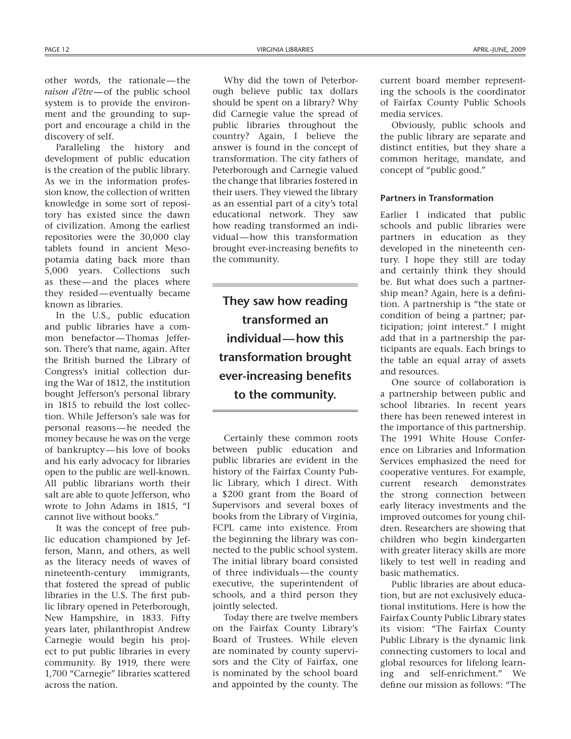other words, the rationale—the *raison d'être*—of the public school system is to provide the environment and the grounding to support and encourage a child in the discovery of self.

Paralleling the history and development of public education is the creation of the public library. As we in the information profession know, the collection of written knowledge in some sort of repository has existed since the dawn of civilization. Among the earliest repositories were the 30,000 clay tablets found in ancient Mesopotamia dating back more than 5,000 years. Collections such as these—and the places where they resided—eventually became known as libraries.

In the U.S., public education and public libraries have a common benefactor—Thomas Jefferson. There's that name, again. After the British burned the Library of Congress's initial collection during the War of 1812, the institution bought Jefferson's personal library in 1815 to rebuild the lost collection. While Jefferson's sale was for personal reasons—he needed the money because he was on the verge of bankruptcy—his love of books and his early advocacy for libraries open to the public are well-known. All public librarians worth their salt are able to quote Jefferson, who wrote to John Adams in 1815, "I cannot live without books."

It was the concept of free public education championed by Jefferson, Mann, and others, as well as the literacy needs of waves of nineteenth-century immigrants, that fostered the spread of public libraries in the U.S. The first public library opened in Peterborough, New Hampshire, in 1833. Fifty years later, philanthropist Andrew Carnegie would begin his project to put public libraries in every community. By 1919, there were 1,700 "Carnegie" libraries scattered across the nation.

Why did the town of Peterborough believe public tax dollars should be spent on a library? Why did Carnegie value the spread of public libraries throughout the country? Again, I believe the answer is found in the concept of transformation. The city fathers of Peterborough and Carnegie valued the change that libraries fostered in their users. They viewed the library as an essential part of a city's total educational network. They saw how reading transformed an individual—how this transformation brought ever-increasing benefits to the community.

> **They saw how reading transformed an individual—how this transformation brought ever-increasing benefits to the community.**

Certainly these common roots between public education and public libraries are evident in the history of the Fairfax County Public Library, which I direct. With a $200 grant from the Board of Supervisors and several boxes of books from the Library of Virginia, FCPL came into existence. From the beginning the library was connected to the public school system. The initial library board consisted of three individuals—the county executive, the superintendent of schools, and a third person they jointly selected.

Today there are twelve members on the Fairfax County Library's Board of Trustees. While eleven are nominated by county supervisors and the City of Fairfax, one is nominated by the school board and appointed by the county. The current board member representing the schools is the coordinator of Fairfax County Public Schools media services.

Obviously, public schools and the public library are separate and distinct entities, but they share a common heritage, mandate, and concept of "public good."

#### Partners in Transformation

Earlier I indicated that public schools and public libraries were partners in education as they developed in the nineteenth century. I hope they still are today and certainly think they should be. But what does such a partnership mean? Again, here is a definition. A partnership is "the state or condition of being a partner; participation; joint interest." I might add that in a partnership the participants are equals. Each brings to the table an equal array of assets and resources.

One source of collaboration is a partnership between public and school libraries. In recent years there has been renewed interest in the importance of this partnership. The 1991 White House Conference on Libraries and Information Services emphasized the need for cooperative ventures. For example, current research demonstrates the strong connection between early literacy investments and the improved outcomes for young children. Researchers are showing that children who begin kindergarten with greater literacy skills are more likely to test well in reading and basic mathematics.

Public libraries are about education, but are not exclusively educational institutions. Here is how the Fairfax County Public Library states its vision: "The Fairfax County Public Library is the dynamic link connecting customers to local and global resources for lifelong learning and self-enrichment." We define our mission as follows: "The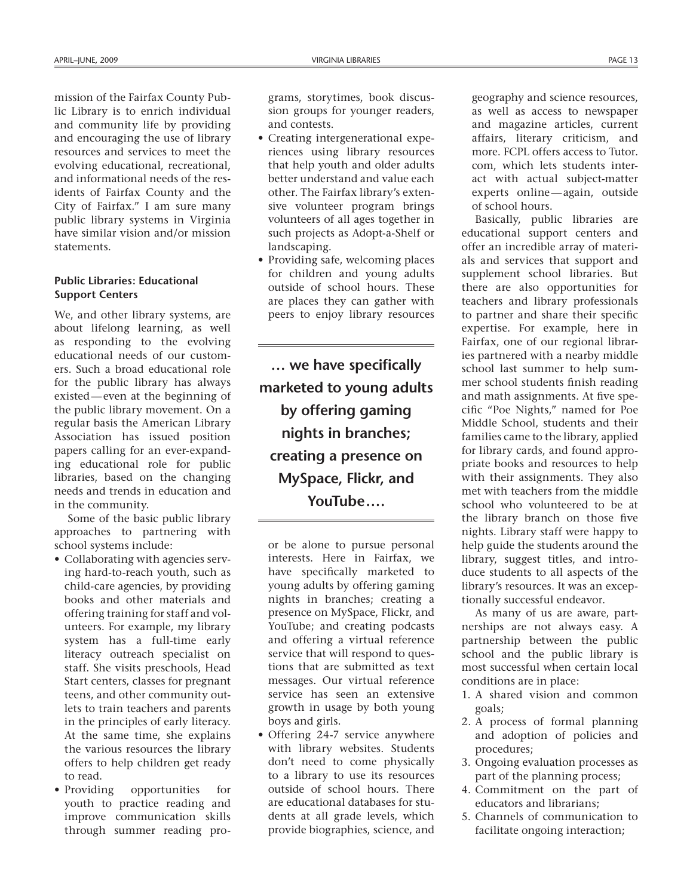mission of the Fairfax County Public Library is to enrich individual and community life by providing and encouraging the use of library resources and services to meet the evolving educational, recreational, and informational needs of the residents of Fairfax County and the City of Fairfax." I am sure many public library systems in Virginia have similar vision and/or mission statements.

#### Public Libraries: Educational Support Centers

We, and other library systems, are about lifelong learning, as well as responding to the evolving educational needs of our customers. Such a broad educational role for the public library has always existed—even at the beginning of the public library movement. On a regular basis the American Library Association has issued position papers calling for an ever-expanding educational role for public libraries, based on the changing needs and trends in education and in the community.

Some of the basic public library approaches to partnering with school systems include:

- Collaborating with agencies serving hard-to-reach youth, such as child-care agencies, by providing books and other materials and offering training for staff and volunteers. For example, my library system has a full-time early literacy outreach specialist on staff. She visits preschools, Head Start centers, classes for pregnant teens, and other community outlets to train teachers and parents in the principles of early literacy. At the same time, she explains the various resources the library offers to help children get ready to read.
- Providing opportunities for youth to practice reading and improve communication skills through summer reading programs, storytimes, book discussion groups for younger readers, and contests.
- Creating intergenerational experiences using library resources that help youth and older adults better understand and value each other. The Fairfax library's extensive volunteer program brings volunteers of all ages together in such projects as Adopt-a-Shelf or landscaping.
- Providing safe, welcoming places for children and young adults outside of school hours. These are places they can gather with peers to enjoy library resources or be alone to pursue personal interests. Here in Fairfax, we have specifically marketed to young adults by offering gaming nights in branches; creating a presence on MySpace, Flickr, and YouTube; and creating podcasts and offering a virtual reference service that will respond to questions that are submitted as text messages. Our virtual reference service has seen an extensive growth in usage by both young boys and girls.
- Offering 24-7 service anywhere with library websites. Students don't need to come physically to a library to use its resources outside of school hours. There are educational databases for students at all grade levels, which provide biographies, science, and geography and science resources, as well as access to newspaper and magazine articles, current affairs, literary criticism, and more. FCPL offers access to Tutor.com, which lets students interact with actual subject-matter experts online—again, outside of school hours.

> **… we have specifically marketed to young adults by offering gaming nights in branches; creating a presence on MySpace, Flickr, and YouTube….**

Basically, public libraries are educational support centers and offer an incredible array of materials and services that support and supplement school libraries. But there are also opportunities for teachers and library professionals to partner and share their specific expertise. For example, here in Fairfax, one of our regional libraries partnered with a nearby middle school last summer to help summer school students finish reading and math assignments. At five specific "Poe Nights," named for Poe Middle School, students and their families came to the library, applied for library cards, and found appropriate books and resources to help with their assignments. They also met with teachers from the middle school who volunteered to be at the library branch on those five nights. Library staff were happy to help guide the students around the library, suggest titles, and introduce students to all aspects of the library's resources. It was an exceptionally successful endeavor.

As many of us are aware, partnerships are not always easy. A partnership between the public school and the public library is most successful when certain local conditions are in place:

1. A shared vision and common goals;
2. A process of formal planning and adoption of policies and procedures;
3. Ongoing evaluation processes as part of the planning process;
4. Commitment on the part of educators and librarians;
5. Channels of communication to facilitate ongoing interaction;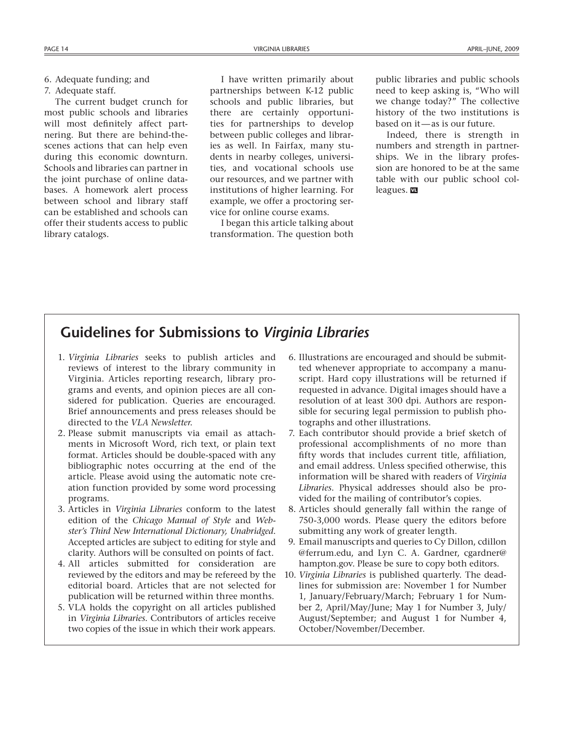6. Adequate funding; and
7. Adequate staff.

The current budget crunch for most public schools and libraries will most definitely affect partnering. But there are behind-the-scenes actions that can help even during this economic downturn. Schools and libraries can partner in the joint purchase of online databases. A homework alert process between school and library staff can be established and schools can offer their students access to public library catalogs.

I have written primarily about partnerships between K-12 public schools and public libraries, but there are certainly opportunities for partnerships to develop between public colleges and libraries as well. In Fairfax, many students in nearby colleges, universities, and vocational schools use our resources, and we partner with institutions of higher learning. For example, we offer a proctoring service for online course exams.

I began this article talking about transformation. The question both public libraries and public schools need to keep asking is, "Who will we change today?" The collective history of the two institutions is based on it—as is our future.

Indeed, there is strength in numbers and strength in partnerships. We in the library profession are honored to be at the same table with our public school colleagues. VL

## Guidelines for Submissions to *Virginia Libraries*

1. *Virginia Libraries* seeks to publish articles and reviews of interest to the library community in Virginia. Articles reporting research, library programs and events, and opinion pieces are all considered for publication. Queries are encouraged. Brief announcements and press releases should be directed to the *VLA Newsletter*.
2. Please submit manuscripts via email as attachments in Microsoft Word, rich text, or plain text format. Articles should be double-spaced with any bibliographic notes occurring at the end of the article. Please avoid using the automatic note creation function provided by some word processing programs.
3. Articles in *Virginia Libraries* conform to the latest edition of the *Chicago Manual of Style* and *Webster's Third New International Dictionary, Unabridged*. Accepted articles are subject to editing for style and clarity. Authors will be consulted on points of fact.
4. All articles submitted for consideration are reviewed by the editors and may be refereed by the editorial board. Articles that are not selected for publication will be returned within three months.
5. VLA holds the copyright on all articles published in *Virginia Libraries*. Contributors of articles receive two copies of the issue in which their work appears.
6. Illustrations are encouraged and should be submitted whenever appropriate to accompany a manuscript. Hard copy illustrations will be returned if requested in advance. Digital images should have a resolution of at least 300 dpi. Authors are responsible for securing legal permission to publish photographs and other illustrations.
7. Each contributor should provide a brief sketch of professional accomplishments of no more than fifty words that includes current title, affiliation, and email address. Unless specified otherwise, this information will be shared with readers of *Virginia Libraries*. Physical addresses should also be provided for the mailing of contributor's copies.
8. Articles should generally fall within the range of 750-3,000 words. Please query the editors before submitting any work of greater length.
9. Email manuscripts and queries to Cy Dillon, cdillon@ferrum.edu, and Lyn C. A. Gardner, cgardner@hampton.gov. Please be sure to copy both editors.
10. *Virginia Libraries* is published quarterly. The deadlines for submission are: November 1 for Number 1, January/February/March; February 1 for Number 2, April/May/June; May 1 for Number 3, July/August/September; and August 1 for Number 4, October/November/December.